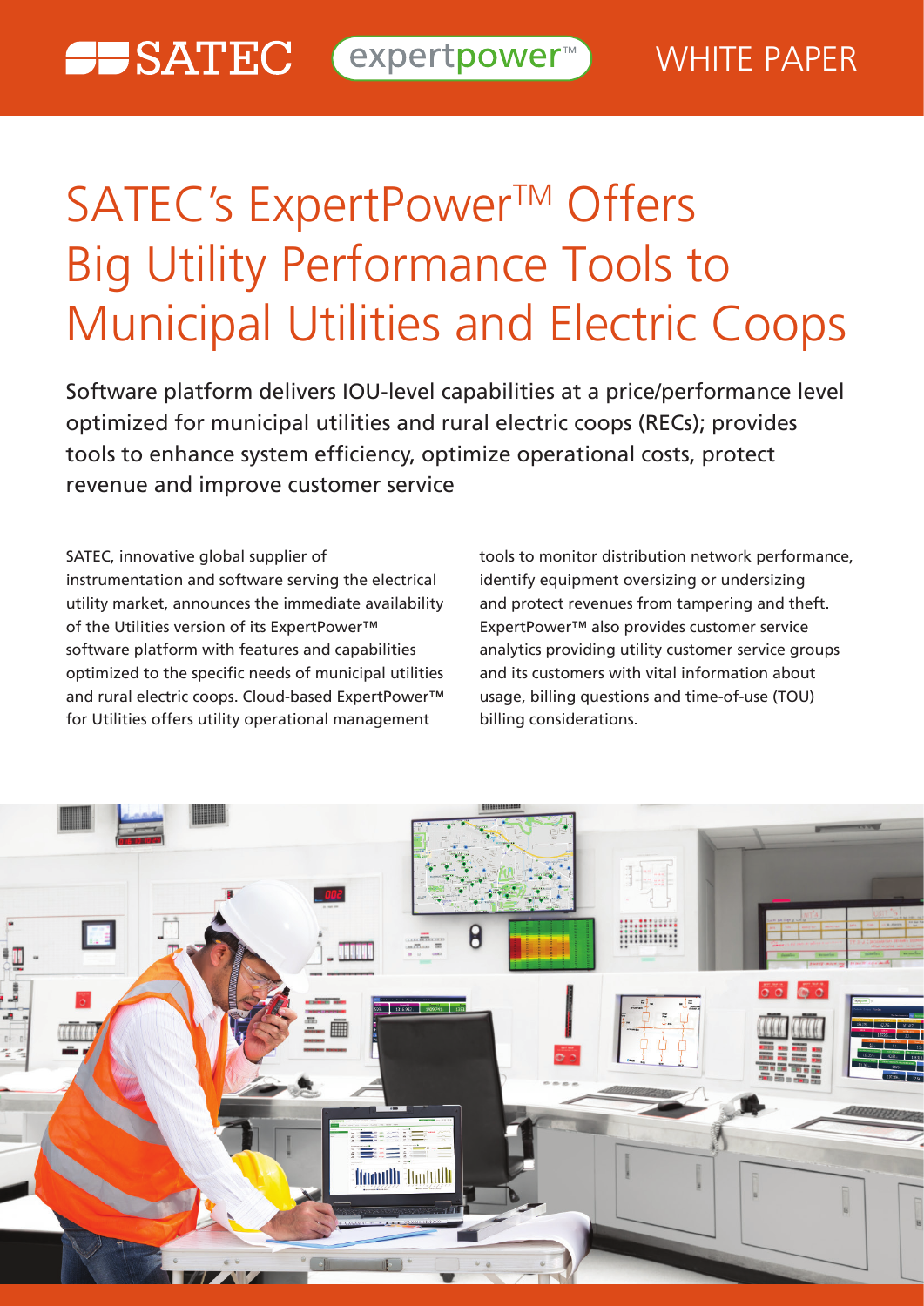SATEC expertpower™ WHITE PAPER

# SATEC's ExpertPower™ Offers Big Utility Performance Tools to Municipal Utilities and Electric Coops

Software platform delivers IOU-level capabilities at a price/performance level optimized for municipal utilities and rural electric coops (RECs); provides tools to enhance system efficiency, optimize operational costs, protect revenue and improve customer service

SATEC, innovative global supplier of instrumentation and software serving the electrical utility market, announces the immediate availability of the Utilities version of its ExpertPower™ software platform with features and capabilities optimized to the specific needs of municipal utilities and rural electric coops. Cloud-based ExpertPower™ for Utilities offers utility operational management tools to monitor distribution network performance, identify equipment oversizing or undersizing and protect revenues from tampering and theft. ExpertPower™ also provides customer service analytics providing utility customer service groups and its customers with vital information about usage, billing questions and time-of-use (TOU) billing considerations.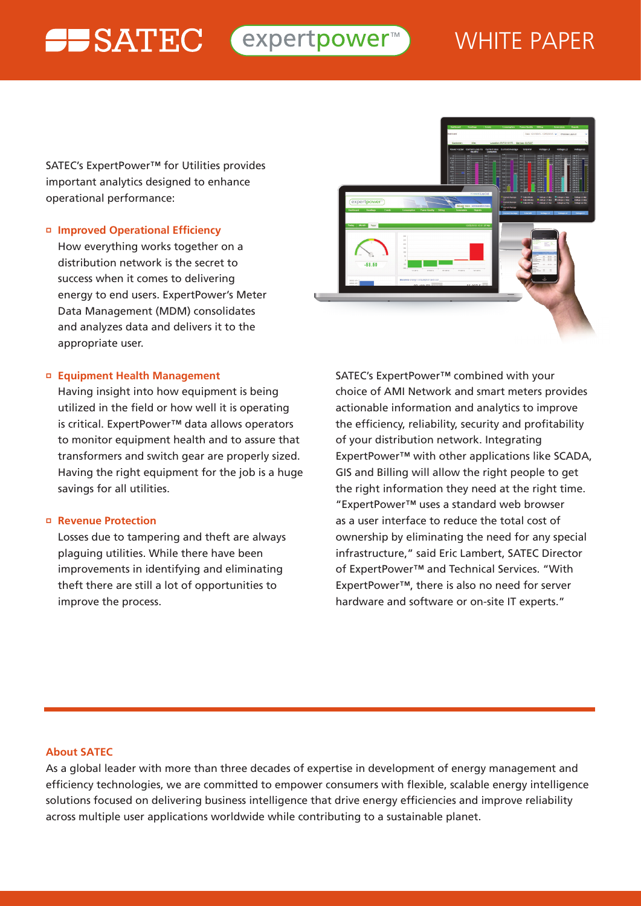SATEC's ExpertPower™ for Utilities provides important analytics designed to enhance operational performance:

- **Improved Operational Efficiency**
  How everything works together on a distribution network is the secret to success when it comes to delivering energy to end users. ExpertPower's Meter Data Management (MDM) consolidates and analyzes data and delivers it to the appropriate user.

- **Equipment Health Management**
  Having insight into how equipment is being utilized in the field or how well it is operating is critical. ExpertPower™ data allows operators to monitor equipment health and to assure that transformers and switch gear are properly sized. Having the right equipment for the job is a huge savings for all utilities.

- **Revenue Protection**
  Losses due to tampering and theft are always plaguing utilities. While there have been improvements in identifying and eliminating theft there are still a lot of opportunities to improve the process.

SATEC's ExpertPower™ combined with your choice of AMI Network and smart meters provides actionable information and analytics to improve the efficiency, reliability, security and profitability of your distribution network. Integrating ExpertPower™ with other applications like SCADA, GIS and Billing will allow the right people to get the right information they need at the right time. "ExpertPower™ uses a standard web browser as a user interface to reduce the total cost of ownership by eliminating the need for any special infrastructure," said Eric Lambert, SATEC Director of ExpertPower™ and Technical Services. "With ExpertPower™, there is also no need for server hardware and software or on-site IT experts."

**About SATEC**

As a global leader with more than three decades of expertise in development of energy management and efficiency technologies, we are committed to empower consumers with flexible, scalable energy intelligence solutions focused on delivering business intelligence that drive energy efficiencies and improve reliability across multiple user applications worldwide while contributing to a sustainable planet.